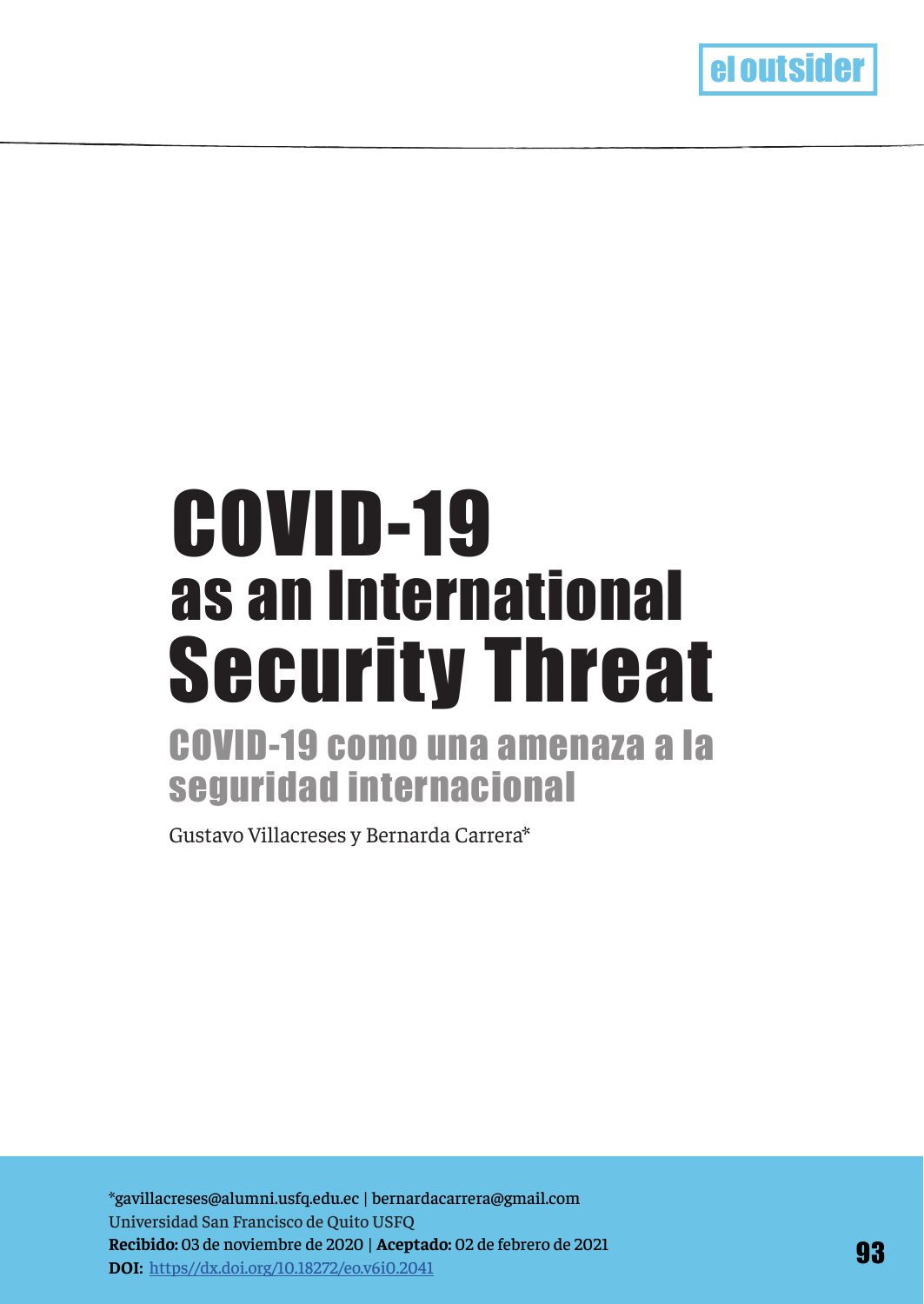# COVID-19 as an International Security Threat

## COVID-19 como una amenaza a la seguridad internacional

Gustavo Villacreses y Bernarda Carrera*

*gavillacreses@alumni.usfq.edu.ec | bernardacarrera@gmail.com
Universidad San Francisco de Quito USFQ
**Recibido:** 03 de noviembre de 2020 | **Aceptado:** 02 de febrero de 2021
**DOI:** https//dx.doi.org/10.18272/eo.v6i0.2041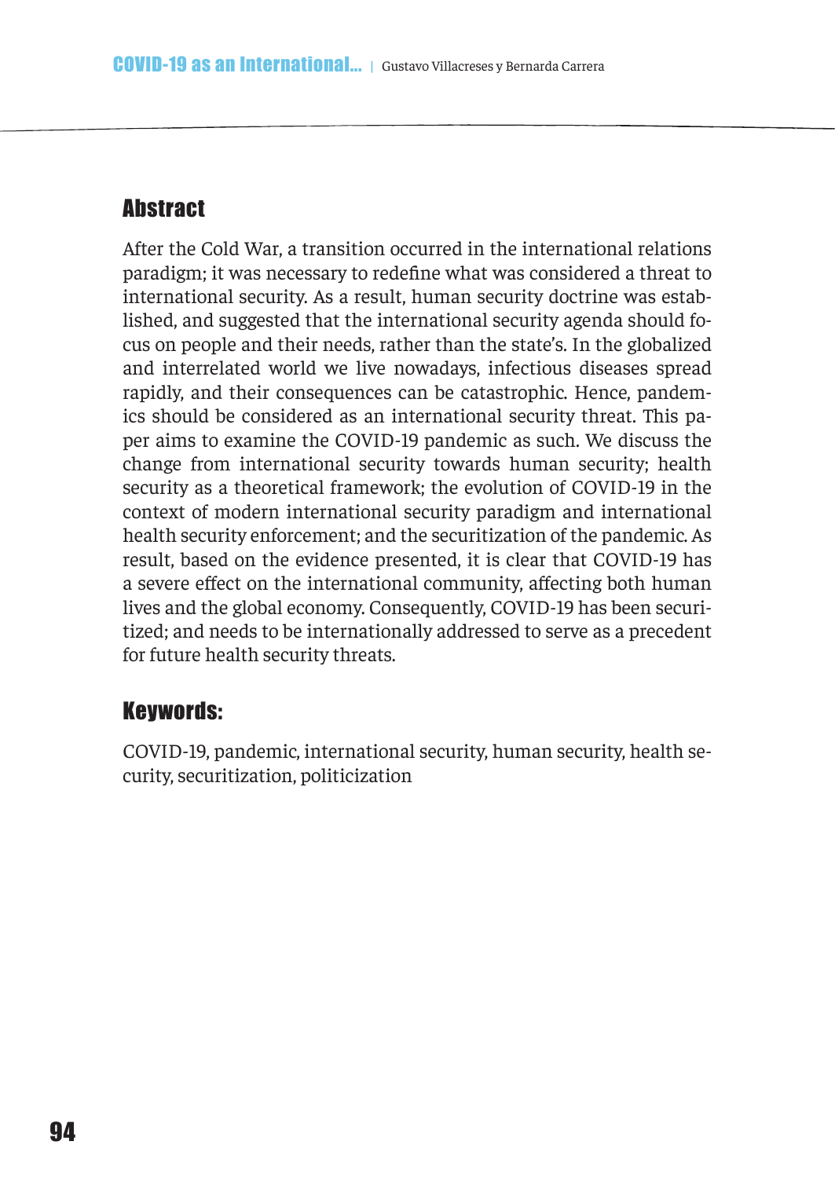## Abstract

After the Cold War, a transition occurred in the international relations paradigm; it was necessary to redefine what was considered a threat to international security. As a result, human security doctrine was established, and suggested that the international security agenda should focus on people and their needs, rather than the state's. In the globalized and interrelated world we live nowadays, infectious diseases spread rapidly, and their consequences can be catastrophic. Hence, pandemics should be considered as an international security threat. This paper aims to examine the COVID-19 pandemic as such. We discuss the change from international security towards human security; health security as a theoretical framework; the evolution of COVID-19 in the context of modern international security paradigm and international health security enforcement; and the securitization of the pandemic. As result, based on the evidence presented, it is clear that COVID-19 has a severe effect on the international community, affecting both human lives and the global economy. Consequently, COVID-19 has been securitized; and needs to be internationally addressed to serve as a precedent for future health security threats.

## Keywords:

COVID-19, pandemic, international security, human security, health security, securitization, politicization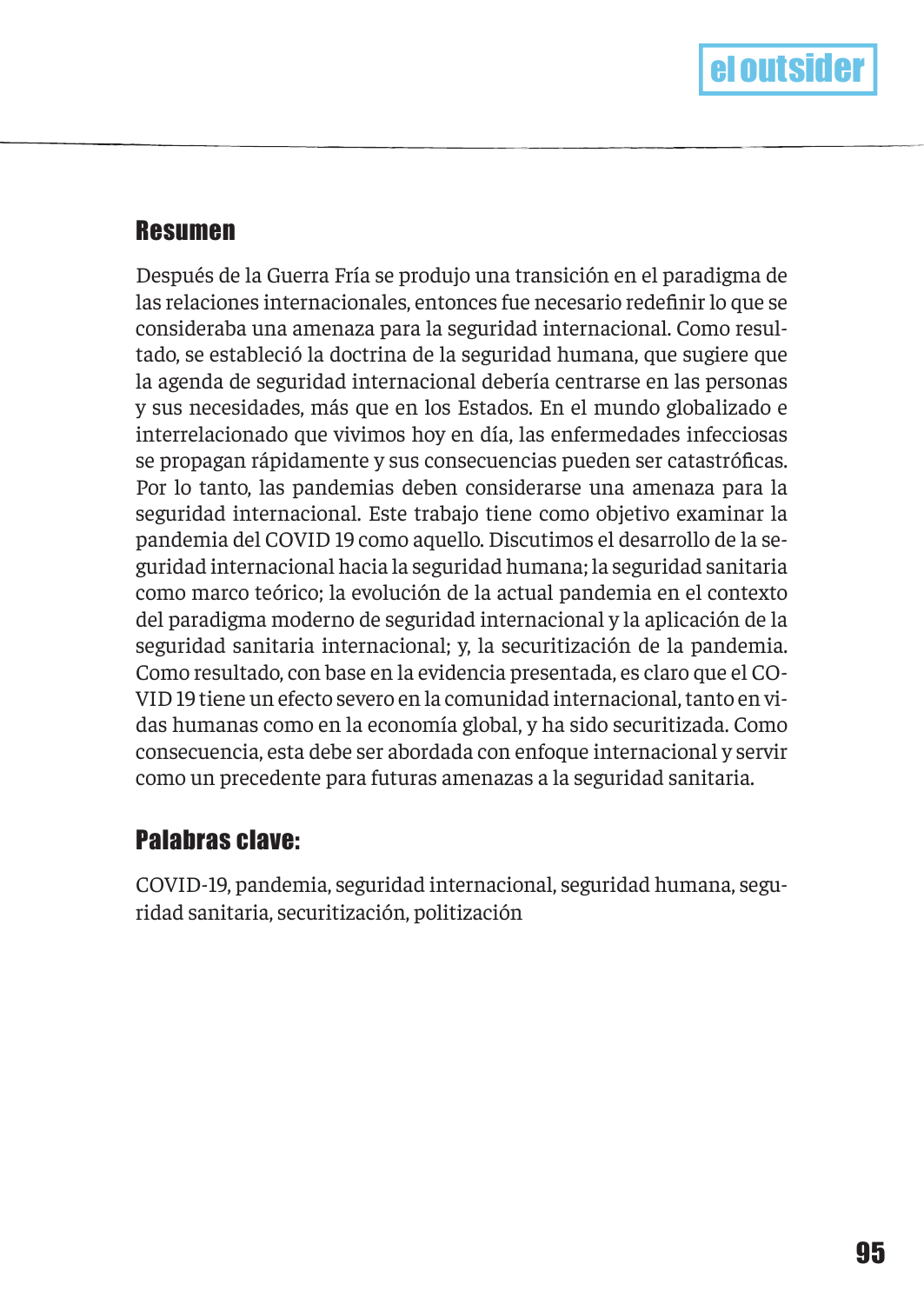## Resumen

Después de la Guerra Fría se produjo una transición en el paradigma de las relaciones internacionales, entonces fue necesario redefinir lo que se consideraba una amenaza para la seguridad internacional. Como resultado, se estableció la doctrina de la seguridad humana, que sugiere que la agenda de seguridad internacional debería centrarse en las personas y sus necesidades, más que en los Estados. En el mundo globalizado e interrelacionado que vivimos hoy en día, las enfermedades infecciosas se propagan rápidamente y sus consecuencias pueden ser catastróficas. Por lo tanto, las pandemias deben considerarse una amenaza para la seguridad internacional. Este trabajo tiene como objetivo examinar la pandemia del COVID 19 como aquello. Discutimos el desarrollo de la seguridad internacional hacia la seguridad humana; la seguridad sanitaria como marco teórico; la evolución de la actual pandemia en el contexto del paradigma moderno de seguridad internacional y la aplicación de la seguridad sanitaria internacional; y, la securitización de la pandemia. Como resultado, con base en la evidencia presentada, es claro que el COVID 19 tiene un efecto severo en la comunidad internacional, tanto en vidas humanas como en la economía global, y ha sido securitizada. Como consecuencia, esta debe ser abordada con enfoque internacional y servir como un precedente para futuras amenazas a la seguridad sanitaria.

## Palabras clave:

COVID-19, pandemia, seguridad internacional, seguridad humana, seguridad sanitaria, securitización, politización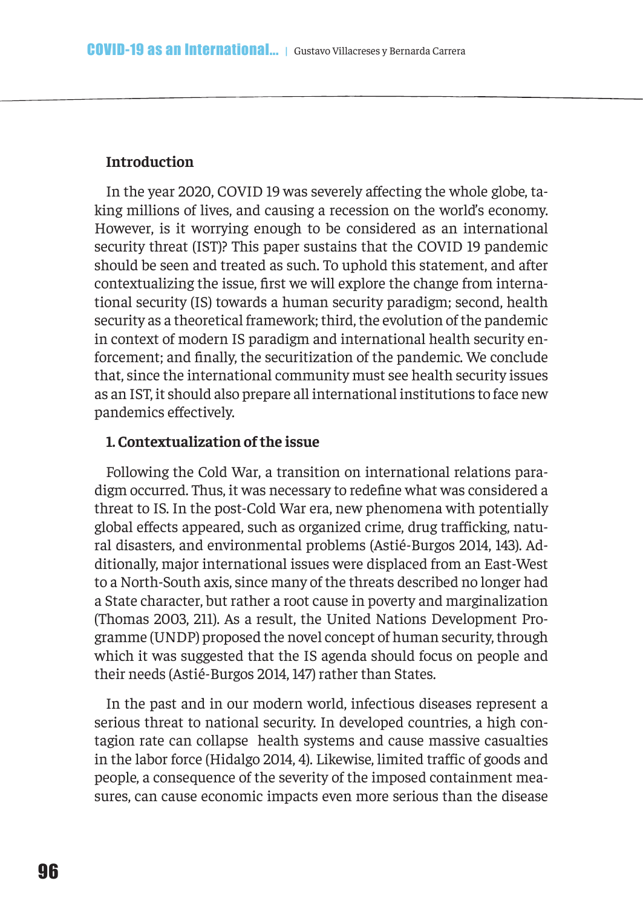## Introduction

In the year 2020, COVID 19 was severely affecting the whole globe, taking millions of lives, and causing a recession on the world's economy. However, is it worrying enough to be considered as an international security threat (IST)? This paper sustains that the COVID 19 pandemic should be seen and treated as such. To uphold this statement, and after contextualizing the issue, first we will explore the change from international security (IS) towards a human security paradigm; second, health security as a theoretical framework; third, the evolution of the pandemic in context of modern IS paradigm and international health security enforcement; and finally, the securitization of the pandemic. We conclude that, since the international community must see health security issues as an IST, it should also prepare all international institutions to face new pandemics effectively.

## 1. Contextualization of the issue

Following the Cold War, a transition on international relations paradigm occurred. Thus, it was necessary to redefine what was considered a threat to IS. In the post-Cold War era, new phenomena with potentially global effects appeared, such as organized crime, drug trafficking, natural disasters, and environmental problems (Astié-Burgos 2014, 143). Additionally, major international issues were displaced from an East-West to a North-South axis, since many of the threats described no longer had a State character, but rather a root cause in poverty and marginalization (Thomas 2003, 211). As a result, the United Nations Development Programme (UNDP) proposed the novel concept of human security, through which it was suggested that the IS agenda should focus on people and their needs (Astié-Burgos 2014, 147) rather than States.

In the past and in our modern world, infectious diseases represent a serious threat to national security. In developed countries, a high contagion rate can collapse health systems and cause massive casualties in the labor force (Hidalgo 2014, 4). Likewise, limited traffic of goods and people, a consequence of the severity of the imposed containment measures, can cause economic impacts even more serious than the disease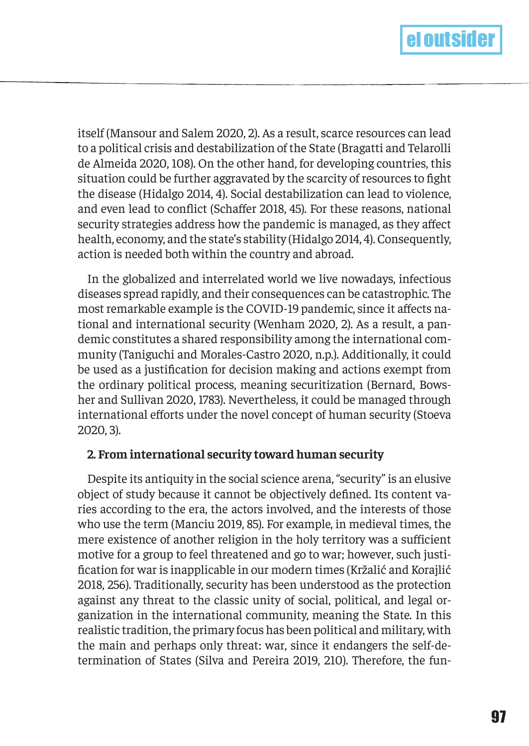itself (Mansour and Salem 2020, 2). As a result, scarce resources can lead to a political crisis and destabilization of the State (Bragatti and Telarolli de Almeida 2020, 108). On the other hand, for developing countries, this situation could be further aggravated by the scarcity of resources to fight the disease (Hidalgo 2014, 4). Social destabilization can lead to violence, and even lead to conflict (Schaffer 2018, 45). For these reasons, national security strategies address how the pandemic is managed, as they affect health, economy, and the state's stability (Hidalgo 2014, 4). Consequently, action is needed both within the country and abroad.

In the globalized and interrelated world we live nowadays, infectious diseases spread rapidly, and their consequences can be catastrophic. The most remarkable example is the COVID-19 pandemic, since it affects national and international security (Wenham 2020, 2). As a result, a pandemic constitutes a shared responsibility among the international community (Taniguchi and Morales-Castro 2020, n.p.). Additionally, it could be used as a justification for decision making and actions exempt from the ordinary political process, meaning securitization (Bernard, Bowsher and Sullivan 2020, 1783). Nevertheless, it could be managed through international efforts under the novel concept of human security (Stoeva 2020, 3).

## 2. From international security toward human security

Despite its antiquity in the social science arena, "security" is an elusive object of study because it cannot be objectively defined. Its content varies according to the era, the actors involved, and the interests of those who use the term (Manciu 2019, 85). For example, in medieval times, the mere existence of another religion in the holy territory was a sufficient motive for a group to feel threatened and go to war; however, such justification for war is inapplicable in our modern times (Kržalić and Korajlić 2018, 256). Traditionally, security has been understood as the protection against any threat to the classic unity of social, political, and legal organization in the international community, meaning the State. In this realistic tradition, the primary focus has been political and military, with the main and perhaps only threat: war, since it endangers the self-determination of States (Silva and Pereira 2019, 210). Therefore, the fun-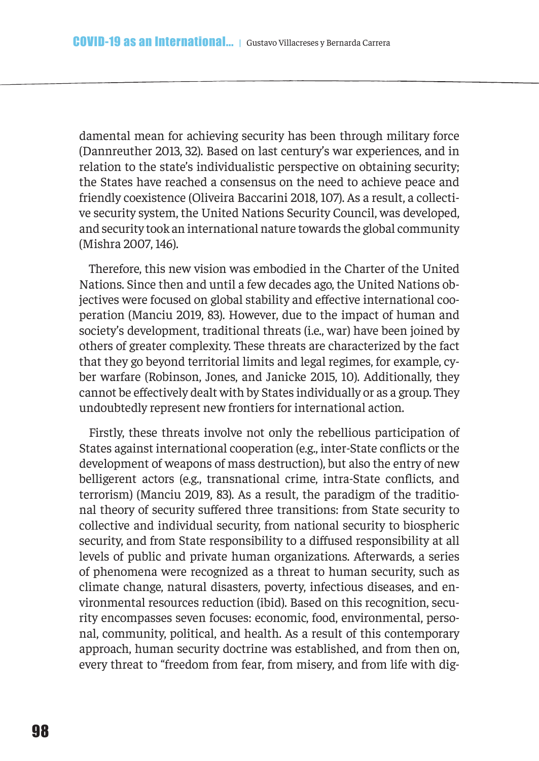damental mean for achieving security has been through military force (Dannreuther 2013, 32). Based on last century's war experiences, and in relation to the state's individualistic perspective on obtaining security; the States have reached a consensus on the need to achieve peace and friendly coexistence (Oliveira Baccarini 2018, 107). As a result, a collective security system, the United Nations Security Council, was developed, and security took an international nature towards the global community (Mishra 2007, 146).

Therefore, this new vision was embodied in the Charter of the United Nations. Since then and until a few decades ago, the United Nations objectives were focused on global stability and effective international cooperation (Manciu 2019, 83). However, due to the impact of human and society's development, traditional threats (i.e., war) have been joined by others of greater complexity. These threats are characterized by the fact that they go beyond territorial limits and legal regimes, for example, cyber warfare (Robinson, Jones, and Janicke 2015, 10). Additionally, they cannot be effectively dealt with by States individually or as a group. They undoubtedly represent new frontiers for international action.

Firstly, these threats involve not only the rebellious participation of States against international cooperation (e.g., inter-State conflicts or the development of weapons of mass destruction), but also the entry of new belligerent actors (e.g., transnational crime, intra-State conflicts, and terrorism) (Manciu 2019, 83). As a result, the paradigm of the traditional theory of security suffered three transitions: from State security to collective and individual security, from national security to biospheric security, and from State responsibility to a diffused responsibility at all levels of public and private human organizations. Afterwards, a series of phenomena were recognized as a threat to human security, such as climate change, natural disasters, poverty, infectious diseases, and environmental resources reduction (ibid). Based on this recognition, security encompasses seven focuses: economic, food, environmental, personal, community, political, and health. As a result of this contemporary approach, human security doctrine was established, and from then on, every threat to "freedom from fear, from misery, and from life with dig-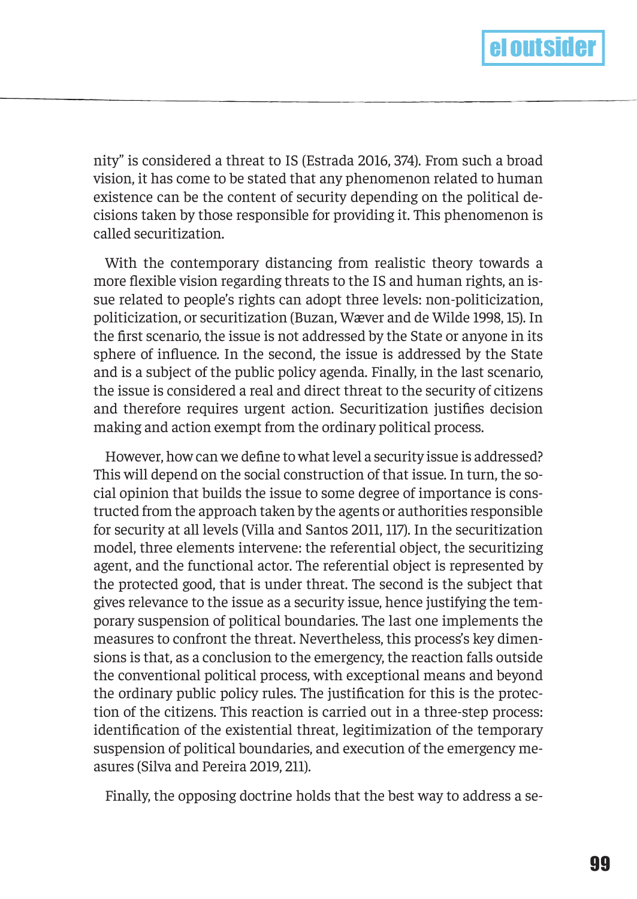nity" is considered a threat to IS (Estrada 2016, 374). From such a broad vision, it has come to be stated that any phenomenon related to human existence can be the content of security depending on the political decisions taken by those responsible for providing it. This phenomenon is called securitization.

With the contemporary distancing from realistic theory towards a more flexible vision regarding threats to the IS and human rights, an issue related to people's rights can adopt three levels: non-politicization, politicization, or securitization (Buzan, Wæver and de Wilde 1998, 15). In the first scenario, the issue is not addressed by the State or anyone in its sphere of influence. In the second, the issue is addressed by the State and is a subject of the public policy agenda. Finally, in the last scenario, the issue is considered a real and direct threat to the security of citizens and therefore requires urgent action. Securitization justifies decision making and action exempt from the ordinary political process.

However, how can we define to what level a security issue is addressed? This will depend on the social construction of that issue. In turn, the social opinion that builds the issue to some degree of importance is constructed from the approach taken by the agents or authorities responsible for security at all levels (Villa and Santos 2011, 117). In the securitization model, three elements intervene: the referential object, the securitizing agent, and the functional actor. The referential object is represented by the protected good, that is under threat. The second is the subject that gives relevance to the issue as a security issue, hence justifying the temporary suspension of political boundaries. The last one implements the measures to confront the threat. Nevertheless, this process's key dimensions is that, as a conclusion to the emergency, the reaction falls outside the conventional political process, with exceptional means and beyond the ordinary public policy rules. The justification for this is the protection of the citizens. This reaction is carried out in a three-step process: identification of the existential threat, legitimization of the temporary suspension of political boundaries, and execution of the emergency measures (Silva and Pereira 2019, 211).

Finally, the opposing doctrine holds that the best way to address a se-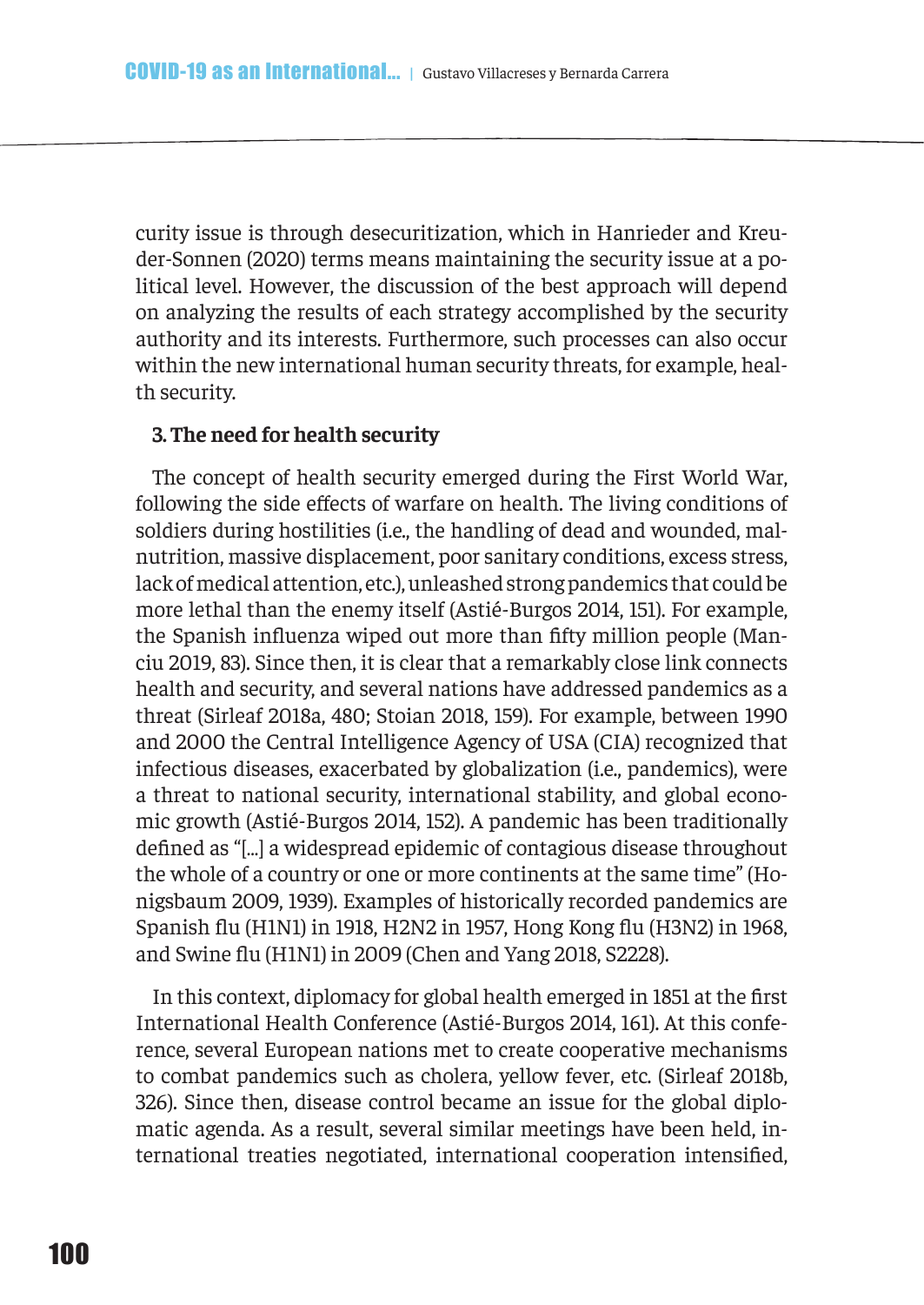curity issue is through desecuritization, which in Hanrieder and Kreuder-Sonnen (2020) terms means maintaining the security issue at a political level. However, the discussion of the best approach will depend on analyzing the results of each strategy accomplished by the security authority and its interests. Furthermore, such processes can also occur within the new international human security threats, for example, health security.

### 3. The need for health security

The concept of health security emerged during the First World War, following the side effects of warfare on health. The living conditions of soldiers during hostilities (i.e., the handling of dead and wounded, malnutrition, massive displacement, poor sanitary conditions, excess stress, lack of medical attention, etc.), unleashed strong pandemics that could be more lethal than the enemy itself (Astié-Burgos 2014, 151). For example, the Spanish influenza wiped out more than fifty million people (Manciu 2019, 83). Since then, it is clear that a remarkably close link connects health and security, and several nations have addressed pandemics as a threat (Sirleaf 2018a, 480; Stoian 2018, 159). For example, between 1990 and 2000 the Central Intelligence Agency of USA (CIA) recognized that infectious diseases, exacerbated by globalization (i.e., pandemics), were a threat to national security, international stability, and global economic growth (Astié-Burgos 2014, 152). A pandemic has been traditionally defined as "[...] a widespread epidemic of contagious disease throughout the whole of a country or one or more continents at the same time" (Honigsbaum 2009, 1939). Examples of historically recorded pandemics are Spanish flu (H1N1) in 1918, H2N2 in 1957, Hong Kong flu (H3N2) in 1968, and Swine flu (H1N1) in 2009 (Chen and Yang 2018, S2228).

In this context, diplomacy for global health emerged in 1851 at the first International Health Conference (Astié-Burgos 2014, 161). At this conference, several European nations met to create cooperative mechanisms to combat pandemics such as cholera, yellow fever, etc. (Sirleaf 2018b, 326). Since then, disease control became an issue for the global diplomatic agenda. As a result, several similar meetings have been held, international treaties negotiated, international cooperation intensified,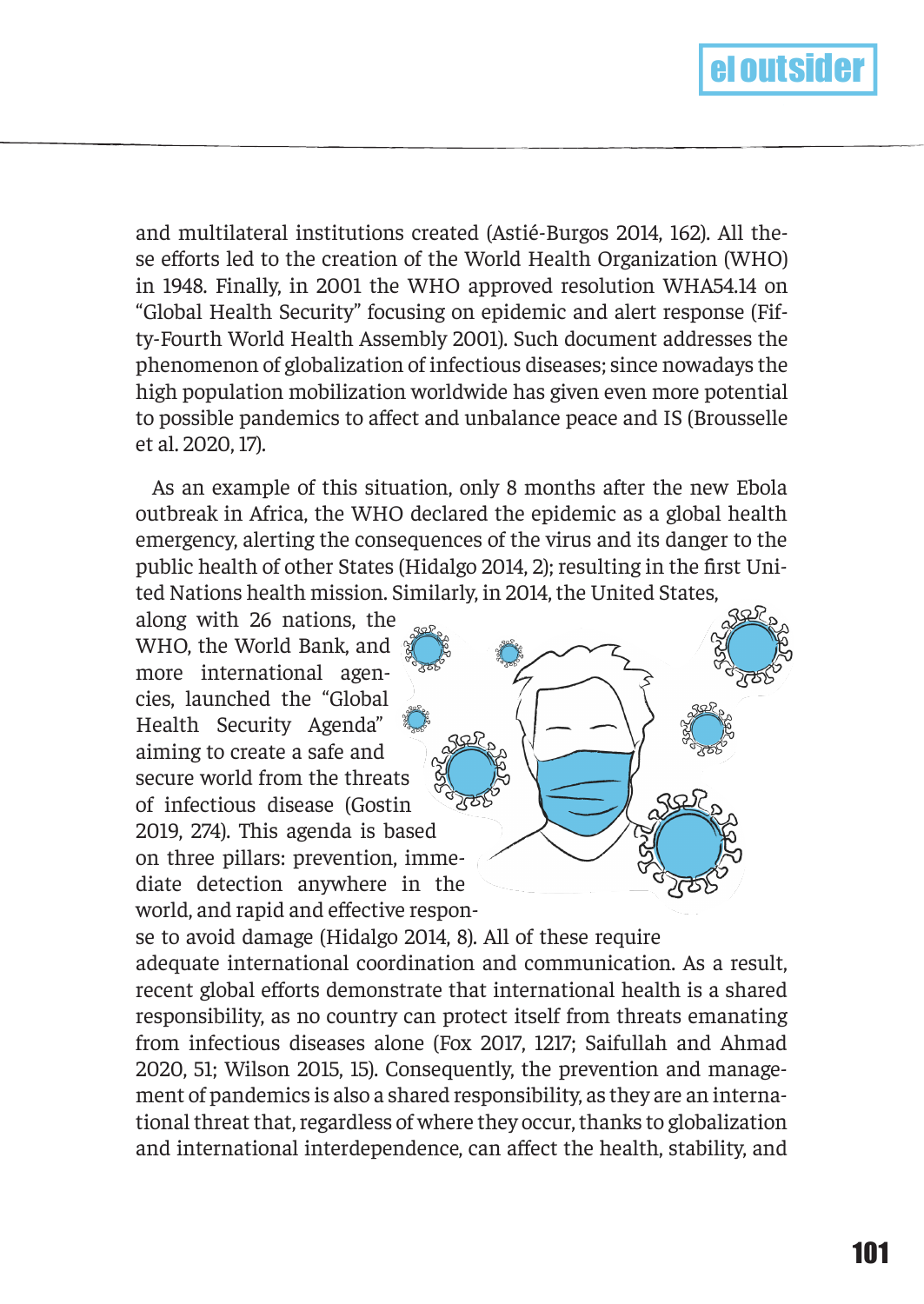and multilateral institutions created (Astié-Burgos 2014, 162). All these efforts led to the creation of the World Health Organization (WHO) in 1948. Finally, in 2001 the WHO approved resolution WHA54.14 on "Global Health Security" focusing on epidemic and alert response (Fifty-Fourth World Health Assembly 2001). Such document addresses the phenomenon of globalization of infectious diseases; since nowadays the high population mobilization worldwide has given even more potential to possible pandemics to affect and unbalance peace and IS (Brousselle et al. 2020, 17).

As an example of this situation, only 8 months after the new Ebola outbreak in Africa, the WHO declared the epidemic as a global health emergency, alerting the consequences of the virus and its danger to the public health of other States (Hidalgo 2014, 2); resulting in the first United Nations health mission. Similarly, in 2014, the United States, along with 26 nations, the WHO, the World Bank, and more international agencies, launched the "Global Health Security Agenda" aiming to create a safe and secure world from the threats of infectious disease (Gostin 2019, 274). This agenda is based on three pillars: prevention, immediate detection anywhere in the world, and rapid and effective response to avoid damage (Hidalgo 2014, 8). All of these require adequate international coordination and communication. As a result, recent global efforts demonstrate that international health is a shared responsibility, as no country can protect itself from threats emanating from infectious diseases alone (Fox 2017, 1217; Saifullah and Ahmad 2020, 51; Wilson 2015, 15). Consequently, the prevention and management of pandemics is also a shared responsibility, as they are an international threat that, regardless of where they occur, thanks to globalization and international interdependence, can affect the health, stability, and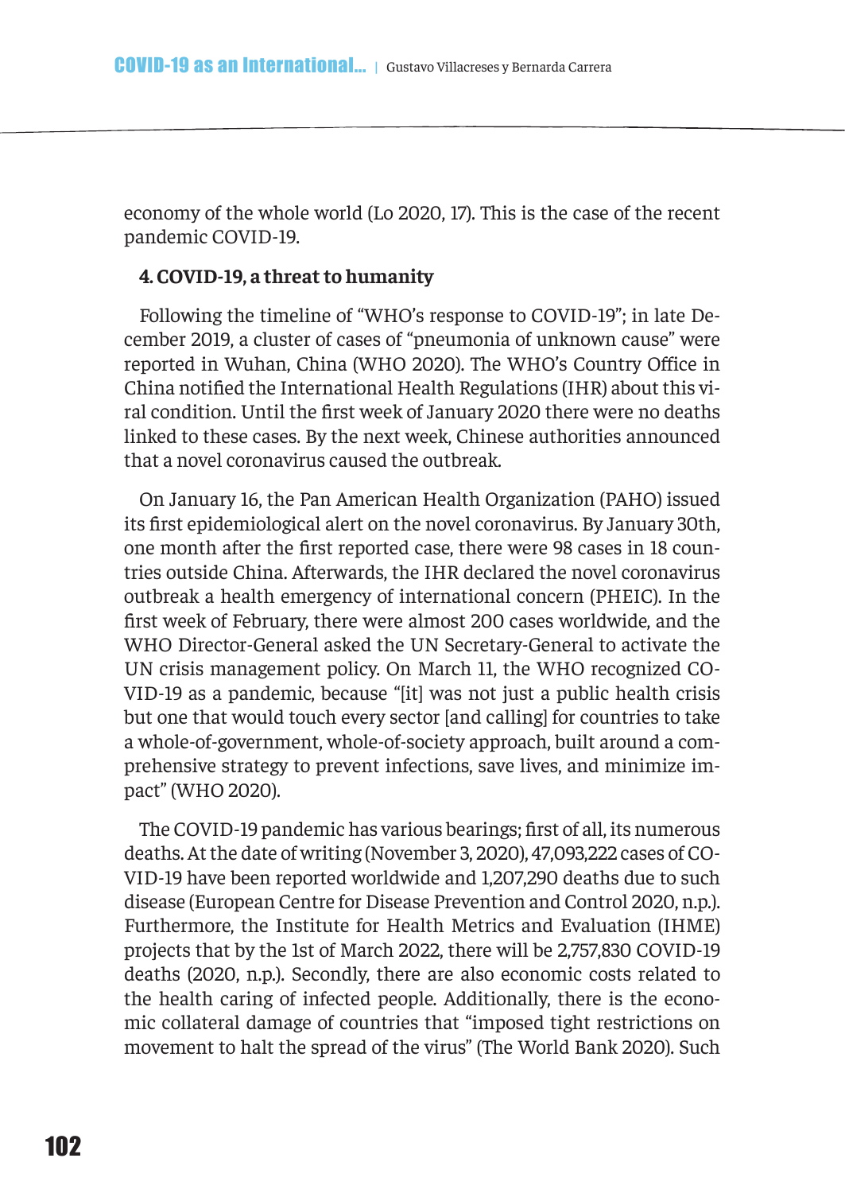economy of the whole world (Lo 2020, 17). This is the case of the recent pandemic COVID-19.

## 4. COVID-19, a threat to humanity

Following the timeline of "WHO's response to COVID-19"; in late December 2019, a cluster of cases of "pneumonia of unknown cause" were reported in Wuhan, China (WHO 2020). The WHO's Country Office in China notified the International Health Regulations (IHR) about this viral condition. Until the first week of January 2020 there were no deaths linked to these cases. By the next week, Chinese authorities announced that a novel coronavirus caused the outbreak.

On January 16, the Pan American Health Organization (PAHO) issued its first epidemiological alert on the novel coronavirus. By January 30th, one month after the first reported case, there were 98 cases in 18 countries outside China. Afterwards, the IHR declared the novel coronavirus outbreak a health emergency of international concern (PHEIC). In the first week of February, there were almost 200 cases worldwide, and the WHO Director-General asked the UN Secretary-General to activate the UN crisis management policy. On March 11, the WHO recognized COVID-19 as a pandemic, because "[it] was not just a public health crisis but one that would touch every sector [and calling] for countries to take a whole-of-government, whole-of-society approach, built around a comprehensive strategy to prevent infections, save lives, and minimize impact" (WHO 2020).

The COVID-19 pandemic has various bearings; first of all, its numerous deaths. At the date of writing (November 3, 2020), 47,093,222 cases of COVID-19 have been reported worldwide and 1,207,290 deaths due to such disease (European Centre for Disease Prevention and Control 2020, n.p.). Furthermore, the Institute for Health Metrics and Evaluation (IHME) projects that by the 1st of March 2022, there will be 2,757,830 COVID-19 deaths (2020, n.p.). Secondly, there are also economic costs related to the health caring of infected people. Additionally, there is the economic collateral damage of countries that "imposed tight restrictions on movement to halt the spread of the virus" (The World Bank 2020). Such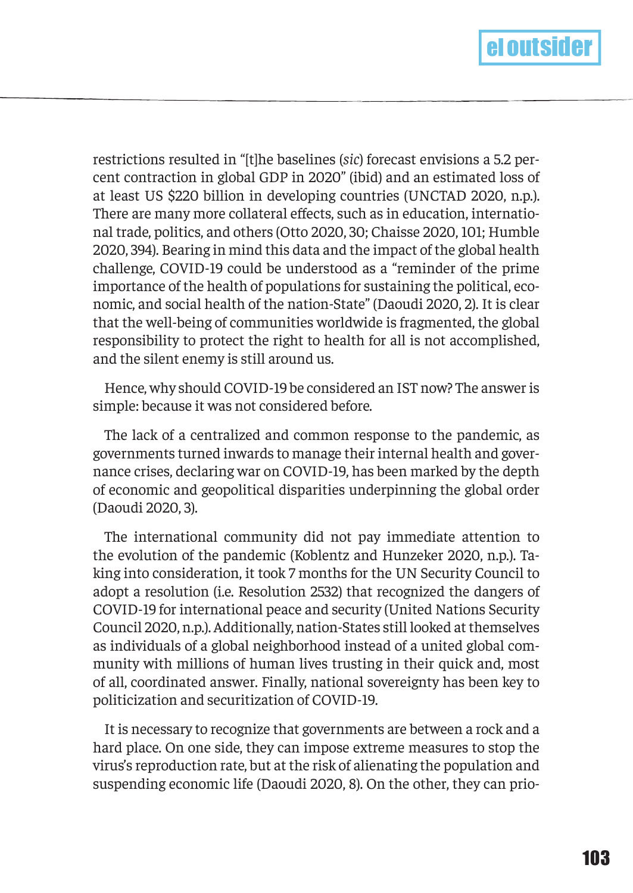restrictions resulted in "[t]he baselines (*sic*) forecast envisions a 5.2 percent contraction in global GDP in 2020" (ibid) and an estimated loss of at least US $220 billion in developing countries (UNCTAD 2020, n.p.). There are many more collateral effects, such as in education, international trade, politics, and others (Otto 2020, 30; Chaisse 2020, 101; Humble 2020, 394). Bearing in mind this data and the impact of the global health challenge, COVID-19 could be understood as a "reminder of the prime importance of the health of populations for sustaining the political, economic, and social health of the nation-State" (Daoudi 2020, 2). It is clear that the well-being of communities worldwide is fragmented, the global responsibility to protect the right to health for all is not accomplished, and the silent enemy is still around us.

Hence, why should COVID-19 be considered an IST now? The answer is simple: because it was not considered before.

The lack of a centralized and common response to the pandemic, as governments turned inwards to manage their internal health and governance crises, declaring war on COVID-19, has been marked by the depth of economic and geopolitical disparities underpinning the global order (Daoudi 2020, 3).

The international community did not pay immediate attention to the evolution of the pandemic (Koblentz and Hunzeker 2020, n.p.). Taking into consideration, it took 7 months for the UN Security Council to adopt a resolution (i.e. Resolution 2532) that recognized the dangers of COVID-19 for international peace and security (United Nations Security Council 2020, n.p.). Additionally, nation-States still looked at themselves as individuals of a global neighborhood instead of a united global community with millions of human lives trusting in their quick and, most of all, coordinated answer. Finally, national sovereignty has been key to politicization and securitization of COVID-19.

It is necessary to recognize that governments are between a rock and a hard place. On one side, they can impose extreme measures to stop the virus's reproduction rate, but at the risk of alienating the population and suspending economic life (Daoudi 2020, 8). On the other, they can prio-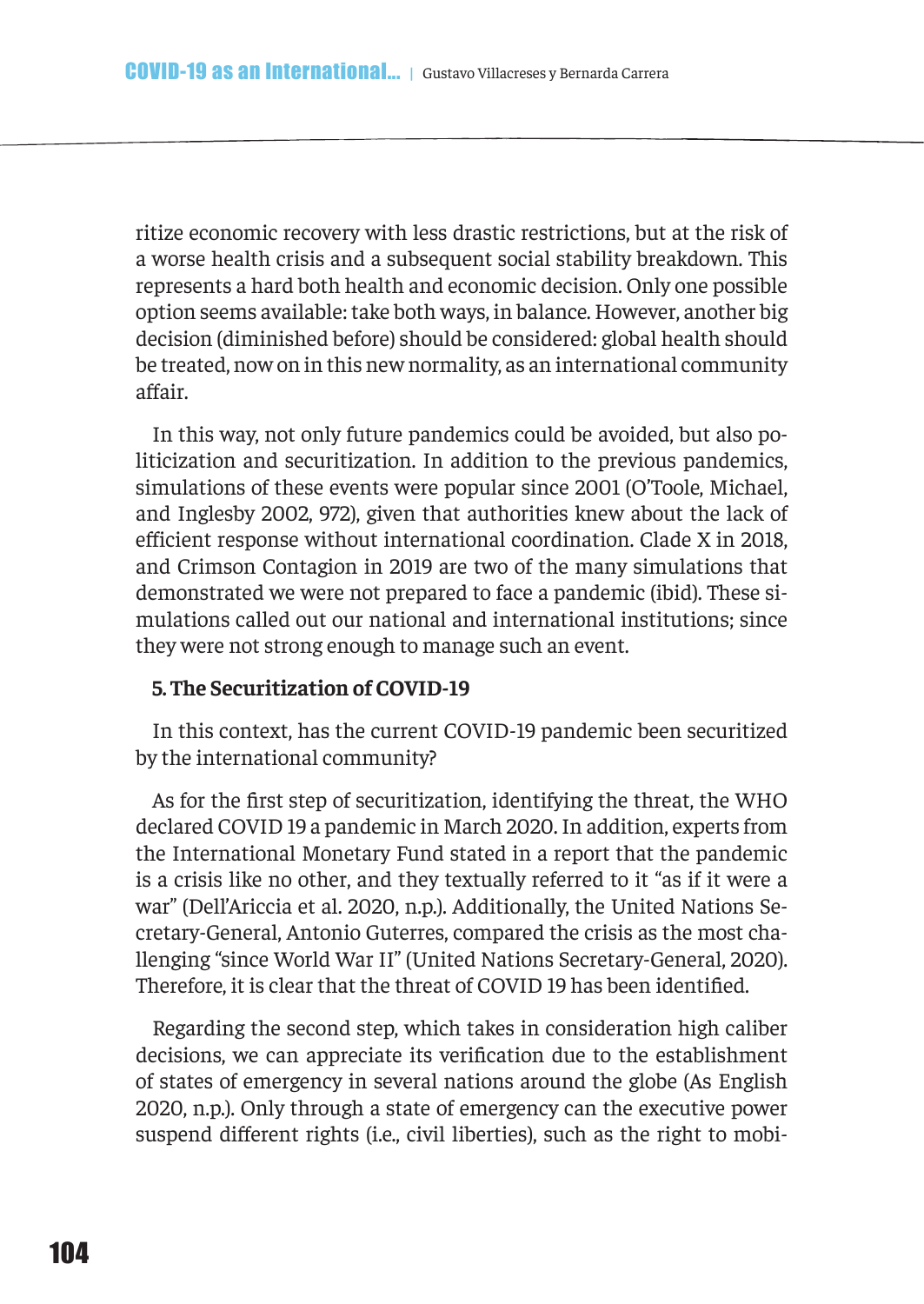ritize economic recovery with less drastic restrictions, but at the risk of a worse health crisis and a subsequent social stability breakdown. This represents a hard both health and economic decision. Only one possible option seems available: take both ways, in balance. However, another big decision (diminished before) should be considered: global health should be treated, now on in this new normality, as an international community affair.

In this way, not only future pandemics could be avoided, but also politicization and securitization. In addition to the previous pandemics, simulations of these events were popular since 2001 (O'Toole, Michael, and Inglesby 2002, 972), given that authorities knew about the lack of efficient response without international coordination. Clade X in 2018, and Crimson Contagion in 2019 are two of the many simulations that demonstrated we were not prepared to face a pandemic (ibid). These simulations called out our national and international institutions; since they were not strong enough to manage such an event.

### 5. The Securitization of COVID-19

In this context, has the current COVID-19 pandemic been securitized by the international community?

As for the first step of securitization, identifying the threat, the WHO declared COVID 19 a pandemic in March 2020. In addition, experts from the International Monetary Fund stated in a report that the pandemic is a crisis like no other, and they textually referred to it "as if it were a war" (Dell'Ariccia et al. 2020, n.p.). Additionally, the United Nations Secretary-General, Antonio Guterres, compared the crisis as the most challenging "since World War II" (United Nations Secretary-General, 2020). Therefore, it is clear that the threat of COVID 19 has been identified.

Regarding the second step, which takes in consideration high caliber decisions, we can appreciate its verification due to the establishment of states of emergency in several nations around the globe (As English 2020, n.p.). Only through a state of emergency can the executive power suspend different rights (i.e., civil liberties), such as the right to mobi-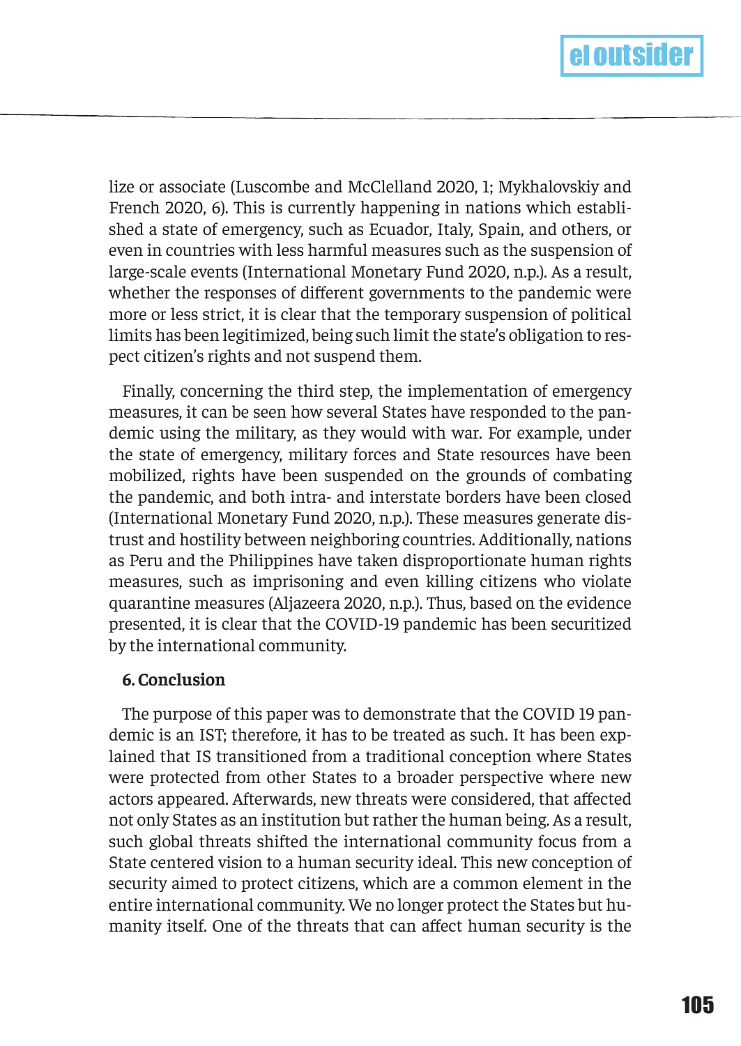lize or associate (Luscombe and McClelland 2020, 1; Mykhalovskiy and French 2020, 6). This is currently happening in nations which established a state of emergency, such as Ecuador, Italy, Spain, and others, or even in countries with less harmful measures such as the suspension of large-scale events (International Monetary Fund 2020, n.p.). As a result, whether the responses of different governments to the pandemic were more or less strict, it is clear that the temporary suspension of political limits has been legitimized, being such limit the state's obligation to respect citizen's rights and not suspend them.

Finally, concerning the third step, the implementation of emergency measures, it can be seen how several States have responded to the pandemic using the military, as they would with war. For example, under the state of emergency, military forces and State resources have been mobilized, rights have been suspended on the grounds of combating the pandemic, and both intra- and interstate borders have been closed (International Monetary Fund 2020, n.p.). These measures generate distrust and hostility between neighboring countries. Additionally, nations as Peru and the Philippines have taken disproportionate human rights measures, such as imprisoning and even killing citizens who violate quarantine measures (Aljazeera 2020, n.p.). Thus, based on the evidence presented, it is clear that the COVID-19 pandemic has been securitized by the international community.

## 6. Conclusion

The purpose of this paper was to demonstrate that the COVID 19 pandemic is an IST; therefore, it has to be treated as such. It has been explained that IS transitioned from a traditional conception where States were protected from other States to a broader perspective where new actors appeared. Afterwards, new threats were considered, that affected not only States as an institution but rather the human being. As a result, such global threats shifted the international community focus from a State centered vision to a human security ideal. This new conception of security aimed to protect citizens, which are a common element in the entire international community. We no longer protect the States but humanity itself. One of the threats that can affect human security is the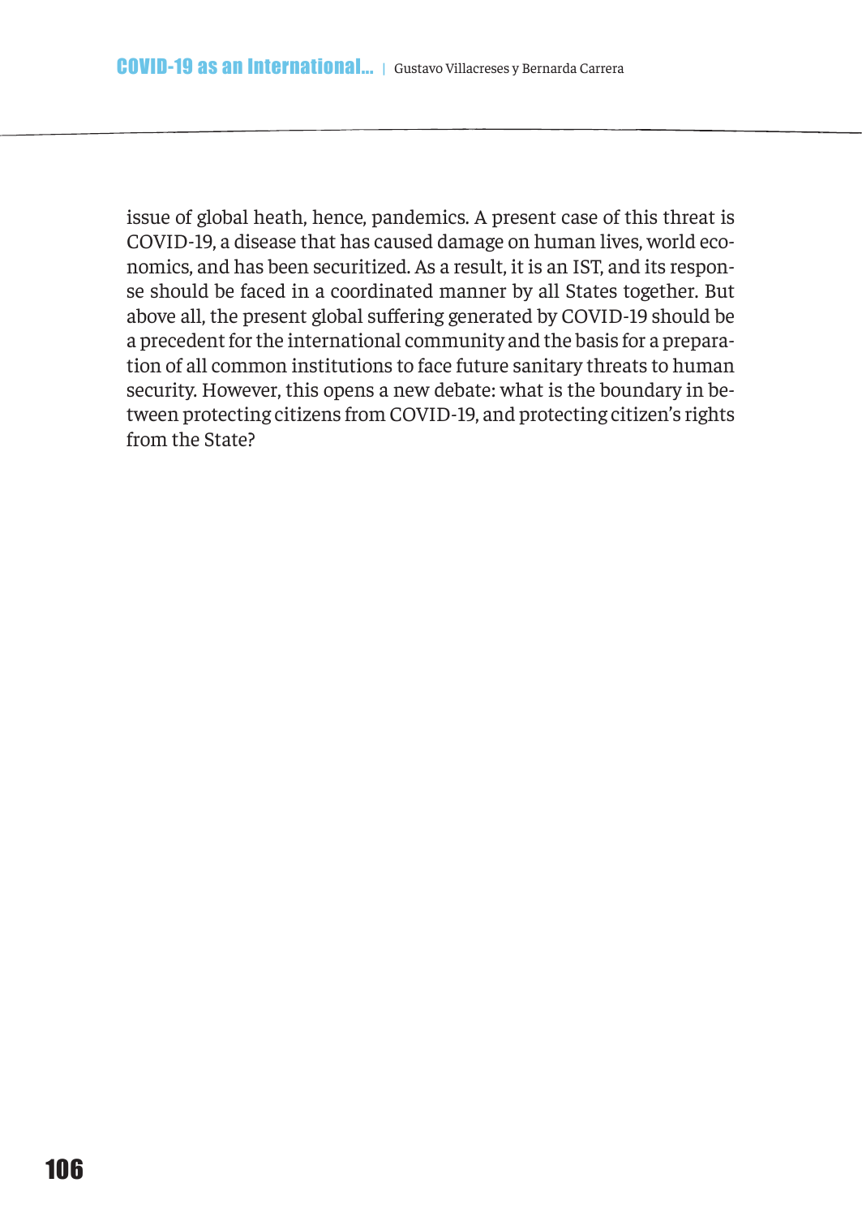issue of global heath, hence, pandemics. A present case of this threat is COVID-19, a disease that has caused damage on human lives, world economics, and has been securitized. As a result, it is an IST, and its response should be faced in a coordinated manner by all States together. But above all, the present global suffering generated by COVID-19 should be a precedent for the international community and the basis for a preparation of all common institutions to face future sanitary threats to human security. However, this opens a new debate: what is the boundary in between protecting citizens from COVID-19, and protecting citizen's rights from the State?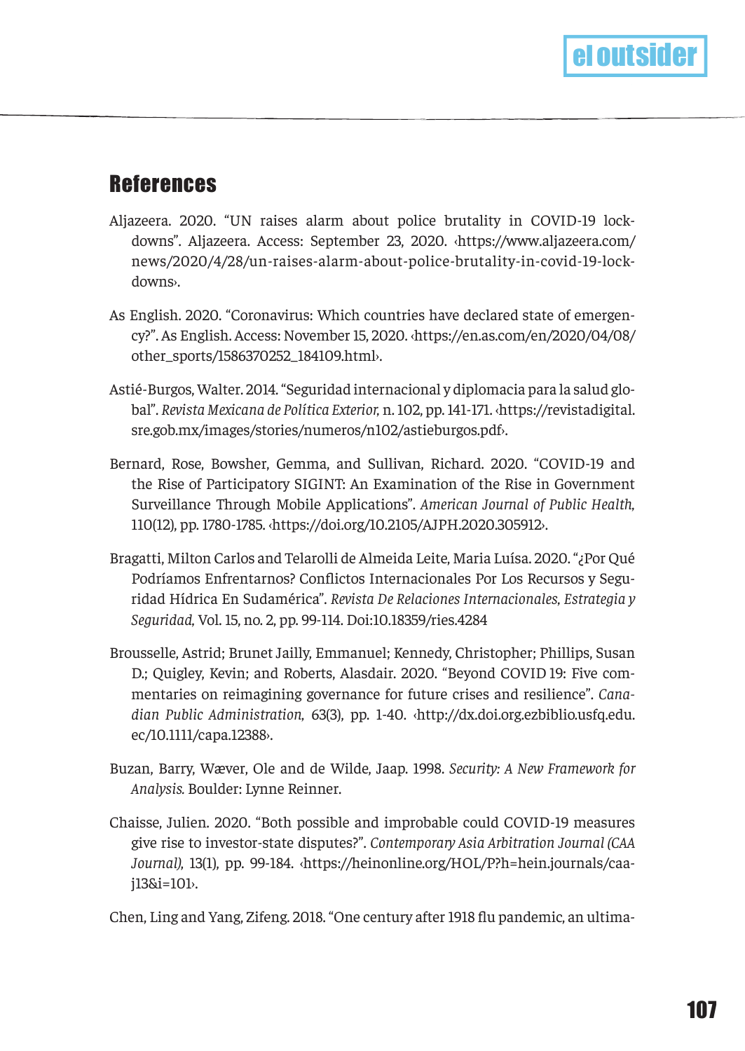## References

Aljazeera. 2020. "UN raises alarm about police brutality in COVID-19 lockdowns". Aljazeera. Access: September 23, 2020. ‹https://www.aljazeera.com/news/2020/4/28/un-raises-alarm-about-police-brutality-in-covid-19-lockdowns›.

As English. 2020. "Coronavirus: Which countries have declared state of emergency?". As English. Access: November 15, 2020. ‹https://en.as.com/en/2020/04/08/other_sports/1586370252_184109.html›.

Astié-Burgos, Walter. 2014. "Seguridad internacional y diplomacia para la salud global". *Revista Mexicana de Política Exterior*, n. 102, pp. 141-171. ‹https://revistadigital.sre.gob.mx/images/stories/numeros/n102/astieburgos.pdf›.

Bernard, Rose, Bowsher, Gemma, and Sullivan, Richard. 2020. "COVID-19 and the Rise of Participatory SIGINT: An Examination of the Rise in Government Surveillance Through Mobile Applications". *American Journal of Public Health*, 110(12), pp. 1780-1785. ‹https://doi.org/10.2105/AJPH.2020.305912›.

Bragatti, Milton Carlos and Telarolli de Almeida Leite, Maria Luísa. 2020. "¿Por Qué Podríamos Enfrentarnos? Conflictos Internacionales Por Los Recursos y Seguridad Hídrica En Sudamérica". *Revista De Relaciones Internacionales, Estrategia y Seguridad*, Vol. 15, no. 2, pp. 99-114. Doi:10.18359/ries.4284

Brousselle, Astrid; Brunet Jailly, Emmanuel; Kennedy, Christopher; Phillips, Susan D.; Quigley, Kevin; and Roberts, Alasdair. 2020. "Beyond COVID 19: Five commentaries on reimagining governance for future crises and resilience". *Canadian Public Administration*, 63(3), pp. 1-40. ‹http://dx.doi.org.ezbiblio.usfq.edu.ec/10.1111/capa.12388›.

Buzan, Barry, Wæver, Ole and de Wilde, Jaap. 1998. *Security: A New Framework for Analysis.* Boulder: Lynne Reinner.

Chaisse, Julien. 2020. "Both possible and improbable could COVID-19 measures give rise to investor-state disputes?". *Contemporary Asia Arbitration Journal (CAA Journal)*, 13(1), pp. 99-184. ‹https://heinonline.org/HOL/P?h=hein.journals/caaj13&i=101›.

Chen, Ling and Yang, Zifeng. 2018. "One century after 1918 flu pandemic, an ultima-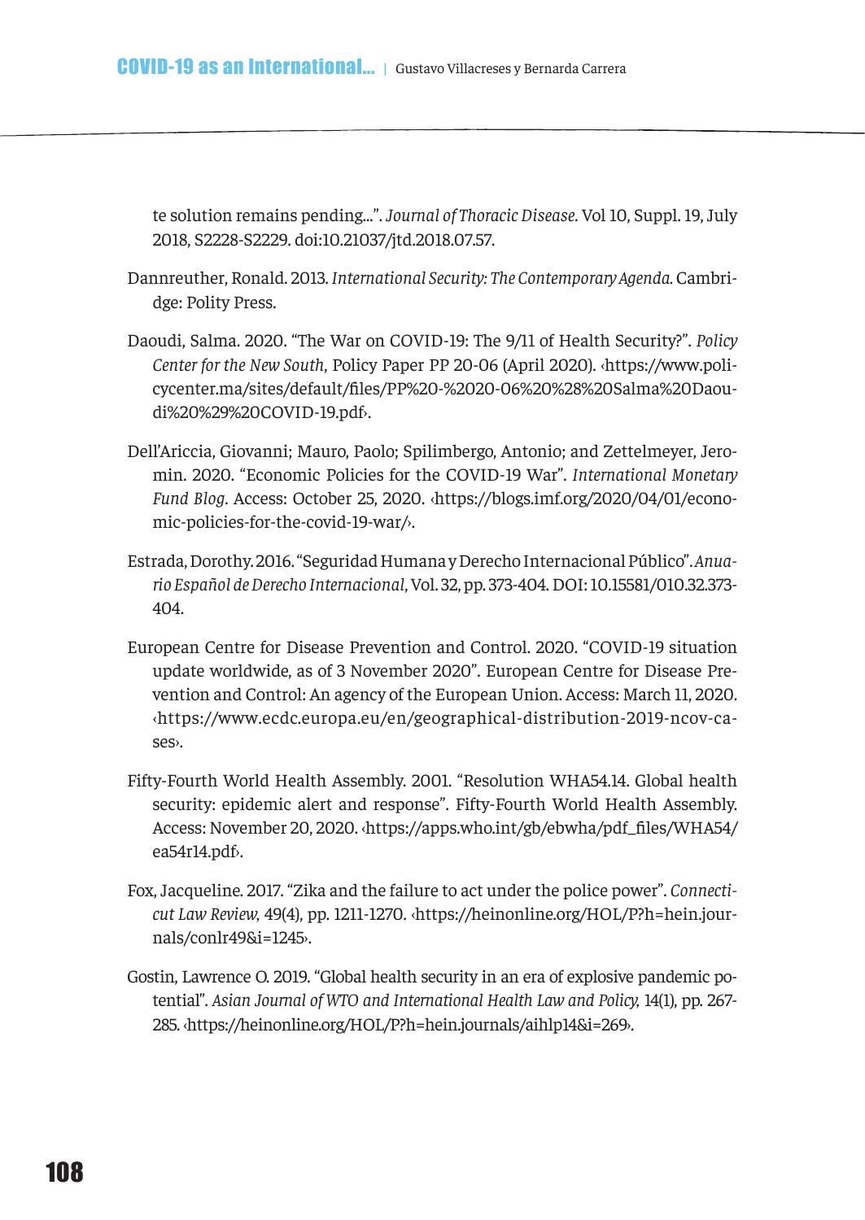te solution remains pending...”. *Journal of Thoracic Disease*. Vol 10, Suppl. 19, July 2018, S2228-S2229. doi:10.21037/jtd.2018.07.57.

Dannreuther, Ronald. 2013. *International Security: The Contemporary Agenda*. Cambridge: Polity Press.

Daoudi, Salma. 2020. “The War on COVID-19: The 9/11 of Health Security?”. *Policy Center for the New South*, Policy Paper PP 20-06 (April 2020). ‹https://www.policycenter.ma/sites/default/files/PP%20-%2020-06%20%28%20Salma%20Daoudi%20%29%20COVID-19.pdf›.

Dell’Ariccia, Giovanni; Mauro, Paolo; Spilimbergo, Antonio; and Zettelmeyer, Jeromin. 2020. “Economic Policies for the COVID-19 War”. *International Monetary Fund Blog*. Access: October 25, 2020. ‹https://blogs.imf.org/2020/04/01/economic-policies-for-the-covid-19-war/›.

Estrada, Dorothy. 2016. “Seguridad Humana y Derecho Internacional Público”. *Anuario Español de Derecho Internacional*, Vol. 32, pp. 373-404. DOI: 10.15581/010.32.373-404.

European Centre for Disease Prevention and Control. 2020. “COVID-19 situation update worldwide, as of 3 November 2020”. European Centre for Disease Prevention and Control: An agency of the European Union. Access: March 11, 2020. ‹https://www.ecdc.europa.eu/en/geographical-distribution-2019-ncov-cases›.

Fifty-Fourth World Health Assembly. 2001. “Resolution WHA54.14. Global health security: epidemic alert and response”. Fifty-Fourth World Health Assembly. Access: November 20, 2020. ‹https://apps.who.int/gb/ebwha/pdf_files/WHA54/ea54r14.pdf›.

Fox, Jacqueline. 2017. “Zika and the failure to act under the police power”. *Connecticut Law Review*, 49(4), pp. 1211-1270. ‹https://heinonline.org/HOL/P?h=hein.journals/conlr49&i=1245›.

Gostin, Lawrence O. 2019. “Global health security in an era of explosive pandemic potential”. *Asian Journal of WTO and International Health Law and Policy*, 14(1), pp. 267-285. ‹https://heinonline.org/HOL/P?h=hein.journals/aihlp14&i=269›.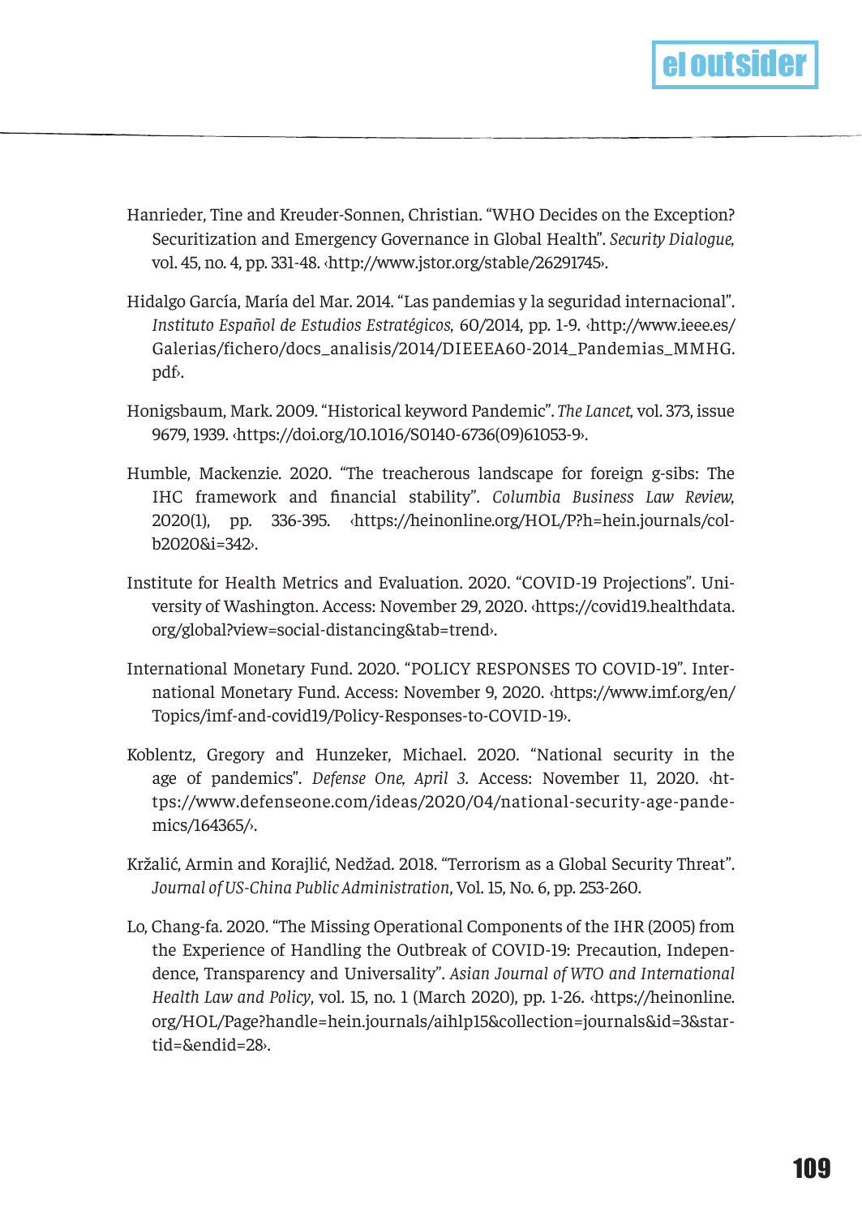Hanrieder, Tine and Kreuder-Sonnen, Christian. "WHO Decides on the Exception? Securitization and Emergency Governance in Global Health". *Security Dialogue*, vol. 45, no. 4, pp. 331-48. ‹http://www.jstor.org/stable/26291745›.

Hidalgo García, María del Mar. 2014. "Las pandemias y la seguridad internacional". *Instituto Español de Estudios Estratégicos*, 60/2014, pp. 1-9. ‹http://www.ieee.es/Galerias/fichero/docs_analisis/2014/DIEEEA60-2014_Pandemias_MMHG.pdf›.

Honigsbaum, Mark. 2009. "Historical keyword Pandemic". *The Lancet*, vol. 373, issue 9679, 1939. ‹https://doi.org/10.1016/S0140-6736(09)61053-9›.

Humble, Mackenzie. 2020. "The treacherous landscape for foreign g-sibs: The IHC framework and financial stability". *Columbia Business Law Review*, 2020(1), pp. 336-395. ‹https://heinonline.org/HOL/P?h=hein.journals/colb2020&i=342›.

Institute for Health Metrics and Evaluation. 2020. "COVID-19 Projections". University of Washington. Access: November 29, 2020. ‹https://covid19.healthdata.org/global?view=social-distancing&tab=trend›.

International Monetary Fund. 2020. "POLICY RESPONSES TO COVID-19". International Monetary Fund. Access: November 9, 2020. ‹https://www.imf.org/en/Topics/imf-and-covid19/Policy-Responses-to-COVID-19›.

Koblentz, Gregory and Hunzeker, Michael. 2020. "National security in the age of pandemics". *Defense One, April 3*. Access: November 11, 2020. ‹https://www.defenseone.com/ideas/2020/04/national-security-age-pandemics/164365/›.

Kržalić, Armin and Korajlić, Nedžad. 2018. "Terrorism as a Global Security Threat". *Journal of US-China Public Administration*, Vol. 15, No. 6, pp. 253-260.

Lo, Chang-fa. 2020. "The Missing Operational Components of the IHR (2005) from the Experience of Handling the Outbreak of COVID-19: Precaution, Independence, Transparency and Universality". *Asian Journal of WTO and International Health Law and Policy*, vol. 15, no. 1 (March 2020), pp. 1-26. ‹https://heinonline.org/HOL/Page?handle=hein.journals/aihlp15&collection=journals&id=3&startid=&endid=28›.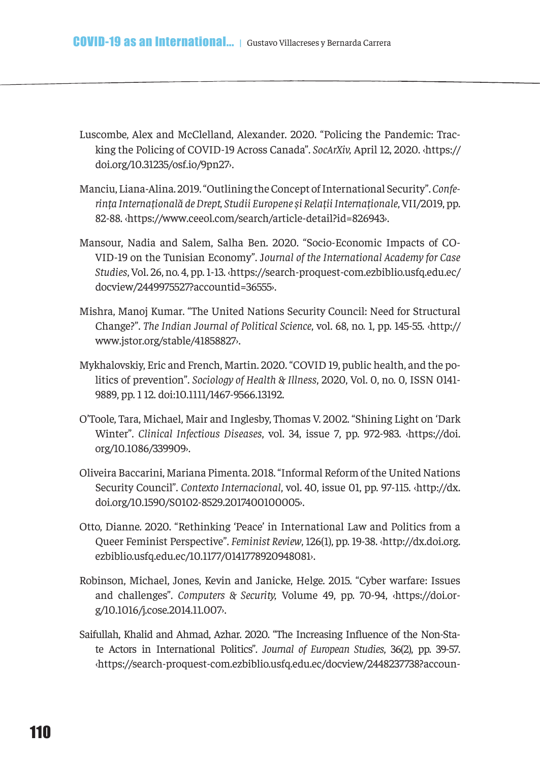Luscombe, Alex and McClelland, Alexander. 2020. "Policing the Pandemic: Tracking the Policing of COVID-19 Across Canada". *SocArXiv*, April 12, 2020. ‹https://doi.org/10.31235/osf.io/9pn27›.

Manciu, Liana-Alina. 2019. "Outlining the Concept of International Security". *Conferința Internațională de Drept, Studii Europene și Relații Internaționale*, VII/2019, pp. 82-88. ‹https://www.ceeol.com/search/article-detail?id=826943›.

Mansour, Nadia and Salem, Salha Ben. 2020. "Socio-Economic Impacts of COVID-19 on the Tunisian Economy". J*ournal of the International Academy for Case Studies*, Vol. 26, no. 4, pp. 1-13. ‹https://search-proquest-com.ezbiblio.usfq.edu.ec/docview/2449975527?accountid=36555›.

Mishra, Manoj Kumar. "The United Nations Security Council: Need for Structural Change?". *The Indian Journal of Political Science*, vol. 68, no. 1, pp. 145-55. ‹http://www.jstor.org/stable/41858827›.

Mykhalovskiy, Eric and French, Martin. 2020. "COVID 19, public health, and the politics of prevention". *Sociology of Health & Illness*, 2020, Vol. 0, no. 0, ISSN 0141-9889, pp. 1 12. doi:10.1111/1467-9566.13192.

O'Toole, Tara, Michael, Mair and Inglesby, Thomas V. 2002. "Shining Light on 'Dark Winter". *Clinical Infectious Diseases*, vol. 34, issue 7, pp. 972-983. ‹https://doi.org/10.1086/339909›.

Oliveira Baccarini, Mariana Pimenta. 2018. "Informal Reform of the United Nations Security Council". *Contexto Internacional*, vol. 40, issue 01, pp. 97-115. ‹http://dx.doi.org/10.1590/S0102-8529.2017400100005›.

Otto, Dianne. 2020. "Rethinking 'Peace' in International Law and Politics from a Queer Feminist Perspective". *Feminist Review*, 126(1), pp. 19-38. ‹http://dx.doi.org.ezbiblio.usfq.edu.ec/10.1177/0141778920948081›.

Robinson, Michael, Jones, Kevin and Janicke, Helge. 2015. "Cyber warfare: Issues and challenges". *Computers & Security*, Volume 49, pp. 70-94, ‹https://doi.org/10.1016/j.cose.2014.11.007›.

Saifullah, Khalid and Ahmad, Azhar. 2020. "The Increasing Influence of the Non-State Actors in International Politics". *Journal of European Studies*, 36(2), pp. 39-57. ‹https://search-proquest-com.ezbiblio.usfq.edu.ec/docview/2448237738?accoun-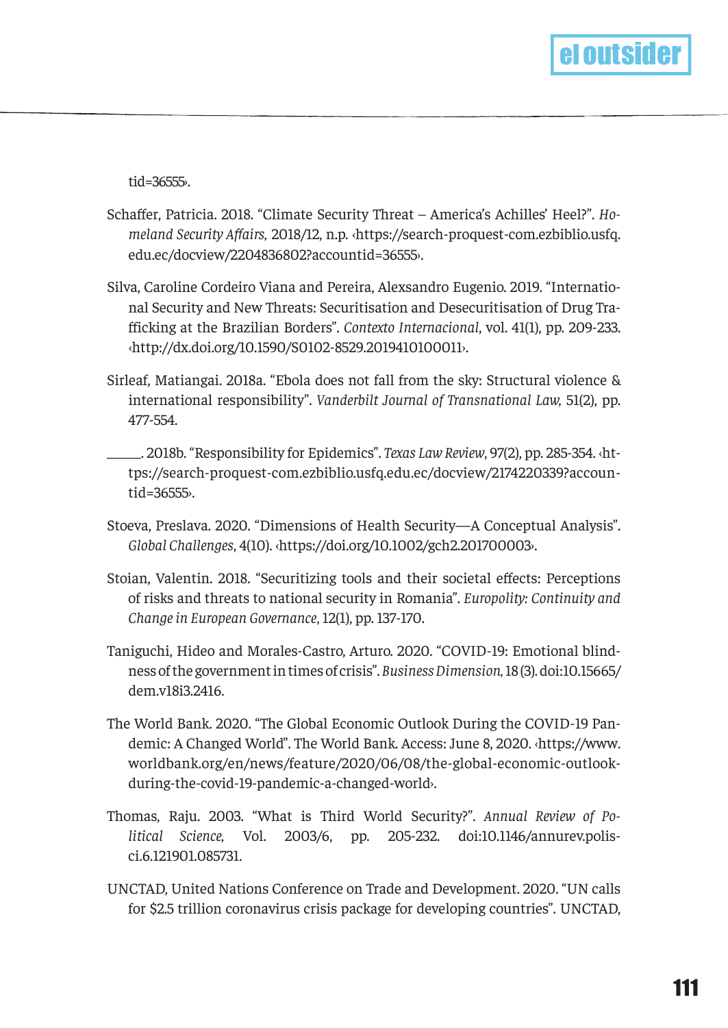tid=36555›.

Schaffer, Patricia. 2018. "Climate Security Threat – America's Achilles' Heel?". *Homeland Security Affairs*, 2018/12, n.p. ‹https://search-proquest-com.ezbiblio.usfq.edu.ec/docview/2204836802?accountid=36555›.

Silva, Caroline Cordeiro Viana and Pereira, Alexsandro Eugenio. 2019. "International Security and New Threats: Securitisation and Desecuritisation of Drug Trafficking at the Brazilian Borders". *Contexto Internacional*, vol. 41(1), pp. 209-233. ‹http://dx.doi.org/10.1590/S0102-8529.2019410100011›.

Sirleaf, Matiangai. 2018a. "Ebola does not fall from the sky: Structural violence & international responsibility". *Vanderbilt Journal of Transnational Law*, 51(2), pp. 477-554.

______. 2018b. "Responsibility for Epidemics". *Texas Law Review*, 97(2), pp. 285-354. ‹https://search-proquest-com.ezbiblio.usfq.edu.ec/docview/2174220339?accountid=36555›.

Stoeva, Preslava. 2020. "Dimensions of Health Security—A Conceptual Analysis". *Global Challenges*, 4(10). ‹https://doi.org/10.1002/gch2.201700003›.

Stoian, Valentin. 2018. "Securitizing tools and their societal effects: Perceptions of risks and threats to national security in Romania". *Europolity: Continuity and Change in European Governance*, 12(1), pp. 137-170.

Taniguchi, Hideo and Morales-Castro, Arturo. 2020. "COVID-19: Emotional blindness of the government in times of crisis". *Business Dimension*, 18 (3). doi:10.15665/dem.v18i3.2416.

The World Bank. 2020. "The Global Economic Outlook During the COVID-19 Pandemic: A Changed World". The World Bank. Access: June 8, 2020. ‹https://www.worldbank.org/en/news/feature/2020/06/08/the-global-economic-outlook-during-the-covid-19-pandemic-a-changed-world›.

Thomas, Raju. 2003. "What is Third World Security?". *Annual Review of Political Science*, Vol. 2003/6, pp. 205-232. doi:10.1146/annurev.polisci.6.121901.085731.

UNCTAD, United Nations Conference on Trade and Development. 2020. "UN calls for $2.5 trillion coronavirus crisis package for developing countries". UNCTAD,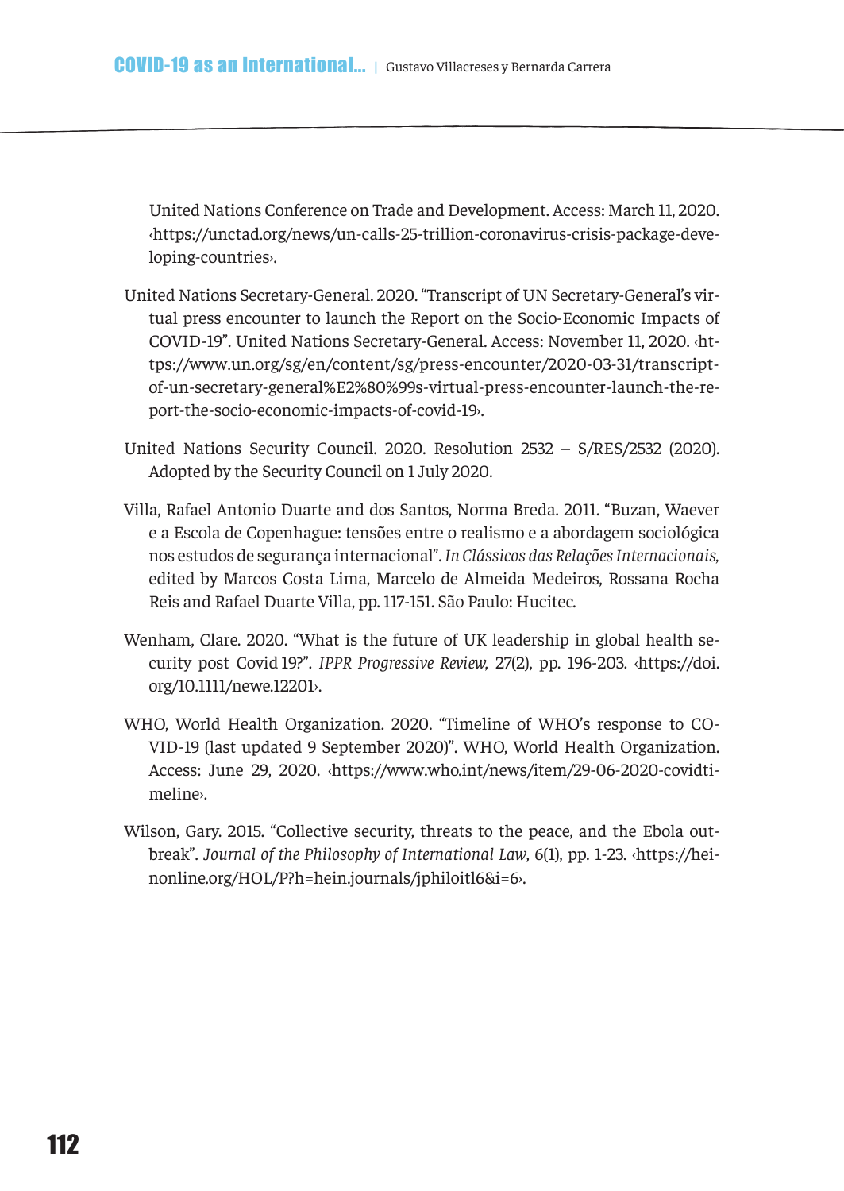United Nations Conference on Trade and Development. Access: March 11, 2020. ‹https://unctad.org/news/un-calls-25-trillion-coronavirus-crisis-package-developing-countries›.

United Nations Secretary-General. 2020. "Transcript of UN Secretary-General's virtual press encounter to launch the Report on the Socio-Economic Impacts of COVID-19". United Nations Secretary-General. Access: November 11, 2020. ‹https://www.un.org/sg/en/content/sg/press-encounter/2020-03-31/transcript-of-un-secretary-general%E2%80%99s-virtual-press-encounter-launch-the-report-the-socio-economic-impacts-of-covid-19›.

United Nations Security Council. 2020. Resolution 2532 – S/RES/2532 (2020). Adopted by the Security Council on 1 July 2020.

Villa, Rafael Antonio Duarte and dos Santos, Norma Breda. 2011. "Buzan, Waever e a Escola de Copenhague: tensões entre o realismo e a abordagem sociológica nos estudos de segurança internacional". *In Clássicos das Relações Internacionais*, edited by Marcos Costa Lima, Marcelo de Almeida Medeiros, Rossana Rocha Reis and Rafael Duarte Villa, pp. 117-151. São Paulo: Hucitec.

Wenham, Clare. 2020. "What is the future of UK leadership in global health security post Covid 19?". *IPPR Progressive Review*, 27(2), pp. 196-203. ‹https://doi.org/10.1111/newe.12201›.

WHO, World Health Organization. 2020. "Timeline of WHO's response to COVID-19 (last updated 9 September 2020)". WHO, World Health Organization. Access: June 29, 2020. ‹https://www.who.int/news/item/29-06-2020-covidtimeline›.

Wilson, Gary. 2015. "Collective security, threats to the peace, and the Ebola outbreak". *Journal of the Philosophy of International Law*, 6(1), pp. 1-23. ‹https://heinonline.org/HOL/P?h=hein.journals/jphiloitl6&i=6›.